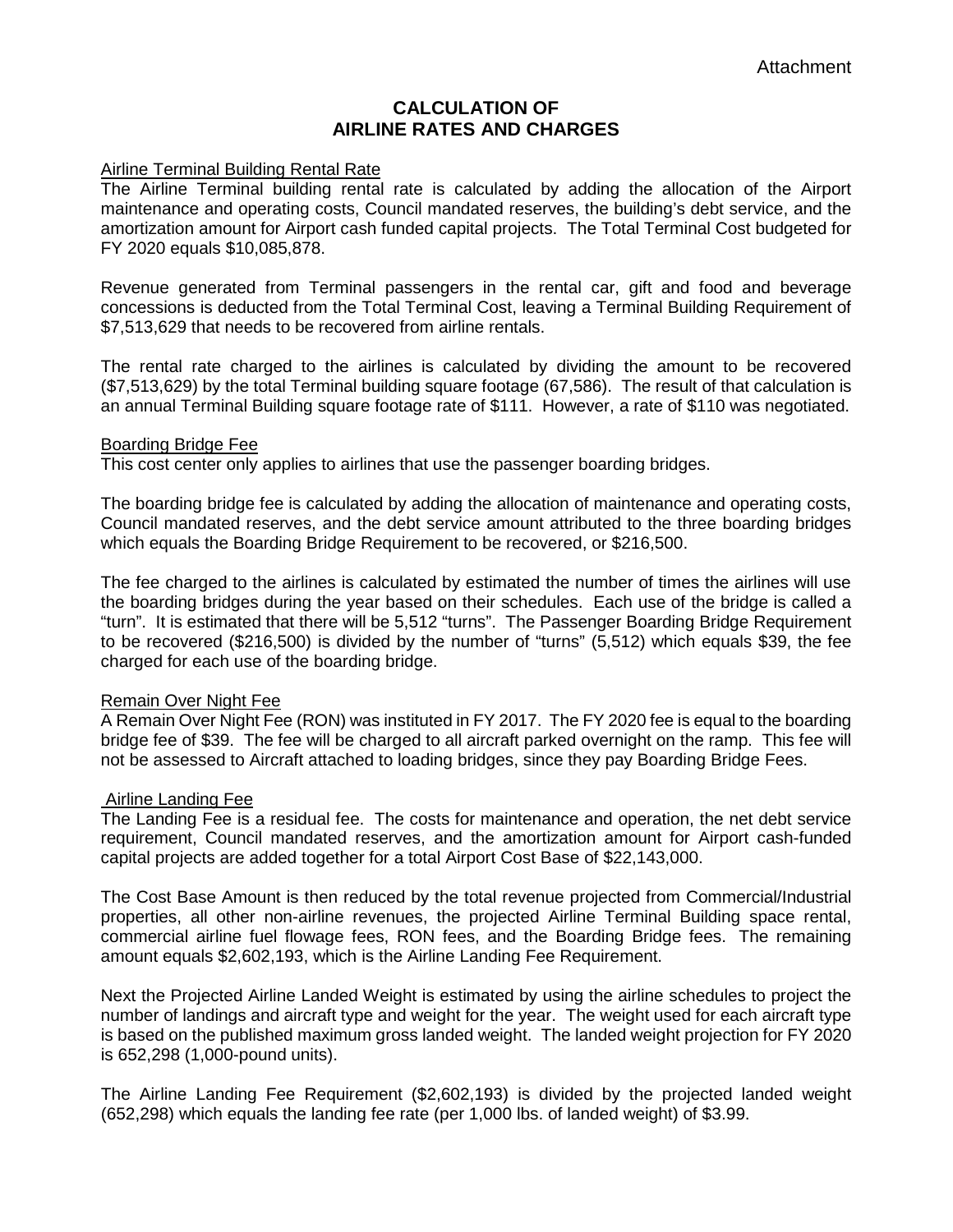Attachment

# CALCULATION OF AIRLINE RATES AND CHARGES

## Airline Terminal Building Rental Rate

The Airline Terminal building rental rate is calculated by adding the allocation of the Airport maintenance and operating costs, Council mandated reserves, the building's debt service, and the amortization amount for Airport cash funded capital projects. The Total Terminal Cost budgeted for FY 2020 equals $10,085,878.

Revenue generated from Terminal passengers in the rental car, gift and food and beverage concessions is deducted from the Total Terminal Cost, leaving a Terminal Building Requirement of $7,513,629 that needs to be recovered from airline rentals.

The rental rate charged to the airlines is calculated by dividing the amount to be recovered ($7,513,629) by the total Terminal building square footage (67,586). The result of that calculation is an annual Terminal Building square footage rate of $111. However, a rate of $110 was negotiated.

## Boarding Bridge Fee

This cost center only applies to airlines that use the passenger boarding bridges.

The boarding bridge fee is calculated by adding the allocation of maintenance and operating costs, Council mandated reserves, and the debt service amount attributed to the three boarding bridges which equals the Boarding Bridge Requirement to be recovered, or $216,500.

The fee charged to the airlines is calculated by estimated the number of times the airlines will use the boarding bridges during the year based on their schedules. Each use of the bridge is called a "turn". It is estimated that there will be 5,512 "turns". The Passenger Boarding Bridge Requirement to be recovered ($216,500) is divided by the number of "turns" (5,512) which equals $39, the fee charged for each use of the boarding bridge.

## Remain Over Night Fee

A Remain Over Night Fee (RON) was instituted in FY 2017. The FY 2020 fee is equal to the boarding bridge fee of $39. The fee will be charged to all aircraft parked overnight on the ramp. This fee will not be assessed to Aircraft attached to loading bridges, since they pay Boarding Bridge Fees.

## Airline Landing Fee

The Landing Fee is a residual fee. The costs for maintenance and operation, the net debt service requirement, Council mandated reserves, and the amortization amount for Airport cash-funded capital projects are added together for a total Airport Cost Base of $22,143,000.

The Cost Base Amount is then reduced by the total revenue projected from Commercial/Industrial properties, all other non-airline revenues, the projected Airline Terminal Building space rental, commercial airline fuel flowage fees, RON fees, and the Boarding Bridge fees. The remaining amount equals $2,602,193, which is the Airline Landing Fee Requirement.

Next the Projected Airline Landed Weight is estimated by using the airline schedules to project the number of landings and aircraft type and weight for the year. The weight used for each aircraft type is based on the published maximum gross landed weight. The landed weight projection for FY 2020 is 652,298 (1,000-pound units).

The Airline Landing Fee Requirement ($2,602,193) is divided by the projected landed weight (652,298) which equals the landing fee rate (per 1,000 lbs. of landed weight) of $3.99.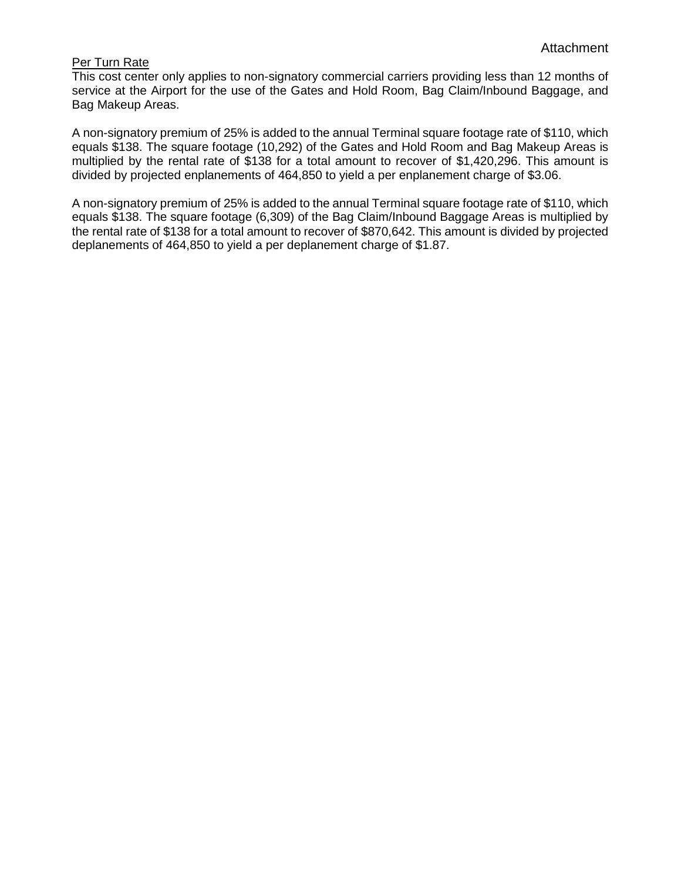Attachment

Per Turn Rate

This cost center only applies to non-signatory commercial carriers providing less than 12 months of service at the Airport for the use of the Gates and Hold Room, Bag Claim/Inbound Baggage, and Bag Makeup Areas.

A non-signatory premium of 25% is added to the annual Terminal square footage rate of $110, which equals $138. The square footage (10,292) of the Gates and Hold Room and Bag Makeup Areas is multiplied by the rental rate of $138 for a total amount to recover of $1,420,296. This amount is divided by projected enplanements of 464,850 to yield a per enplanement charge of $3.06.

A non-signatory premium of 25% is added to the annual Terminal square footage rate of $110, which equals $138. The square footage (6,309) of the Bag Claim/Inbound Baggage Areas is multiplied by the rental rate of $138 for a total amount to recover of $870,642. This amount is divided by projected deplanements of 464,850 to yield a per deplanement charge of $1.87.